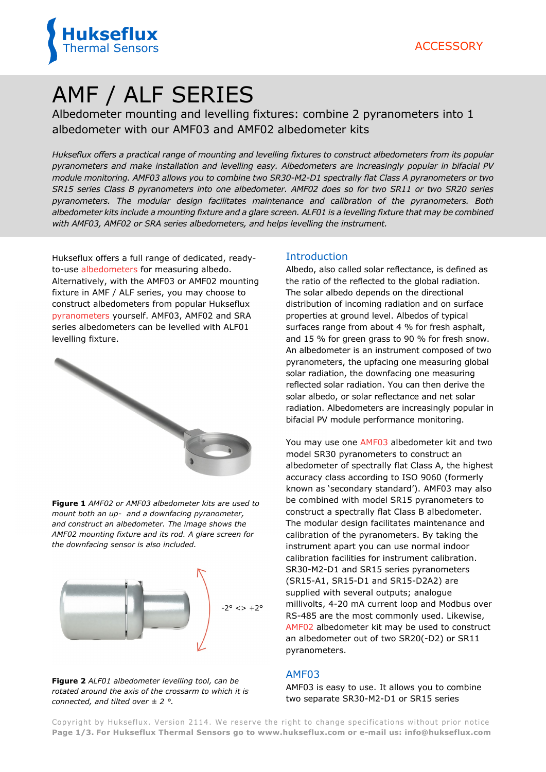ACCESSORY

# AMF / ALF SERIES

Albedometer mounting and levelling fixtures: combine 2 pyranometers into 1 albedometer with our AMF03 and AMF02 albedometer kits

*Hukseflux offers a practical range of mounting and levelling fixtures to construct albedometers from its popular pyranometers and make installation and levelling easy. Albedometers are increasingly popular in bifacial PV module monitoring. AMF03 allows you to combine two SR30-M2-D1 spectrally flat Class A pyranometers or two SR15 series Class B pyranometers into one albedometer. AMF02 does so for two SR11 or two SR20 series pyranometers. The modular design facilitates maintenance and calibration of the pyranometers. Both albedometer kits include a mounting fixture and a glare screen. ALF01 is a levelling fixture that may be combined with AMF03, AMF02 or SRA series albedometers, and helps levelling the instrument.*

Hukseflux offers a full range of dedicated, ready-to-use albedometers for measuring albedo. Alternatively, with the AMF03 or AMF02 mounting fixture in AMF / ALF series, you may choose to construct albedometers from popular Hukseflux pyranometers yourself. AMF03, AMF02 and SRA series albedometers can be levelled with ALF01 levelling fixture.

**Figure 1** *AMF02 or AMF03 albedometer kits are used to mount both an up- and a downfacing pyranometer, and construct an albedometer. The image shows the AMF02 mounting fixture and its rod. A glare screen for the downfacing sensor is also included.*

-2° <> +2°

**Figure 2** *ALF01 albedometer levelling tool, can be rotated around the axis of the crossarm to which it is connected, and tilted over ± 2 °.*

## Introduction

Albedo, also called solar reflectance, is defined as the ratio of the reflected to the global radiation. The solar albedo depends on the directional distribution of incoming radiation and on surface properties at ground level. Albedos of typical surfaces range from about 4 % for fresh asphalt, and 15 % for green grass to 90 % for fresh snow. An albedometer is an instrument composed of two pyranometers, the upfacing one measuring global solar radiation, the downfacing one measuring reflected solar radiation. You can then derive the solar albedo, or solar reflectance and net solar radiation. Albedometers are increasingly popular in bifacial PV module performance monitoring.

You may use one AMF03 albedometer kit and two model SR30 pyranometers to construct an albedometer of spectrally flat Class A, the highest accuracy class according to ISO 9060 (formerly known as 'secondary standard'). AMF03 may also be combined with model SR15 pyranometers to construct a spectrally flat Class B albedometer. The modular design facilitates maintenance and calibration of the pyranometers. By taking the instrument apart you can use normal indoor calibration facilities for instrument calibration. SR30-M2-D1 and SR15 series pyranometers (SR15-A1, SR15-D1 and SR15-D2A2) are supplied with several outputs; analogue millivolts, 4-20 mA current loop and Modbus over RS-485 are the most commonly used. Likewise, AMF02 albedometer kit may be used to construct an albedometer out of two SR20(-D2) or SR11 pyranometers.

## AMF03

AMF03 is easy to use. It allows you to combine two separate SR30-M2-D1 or SR15 series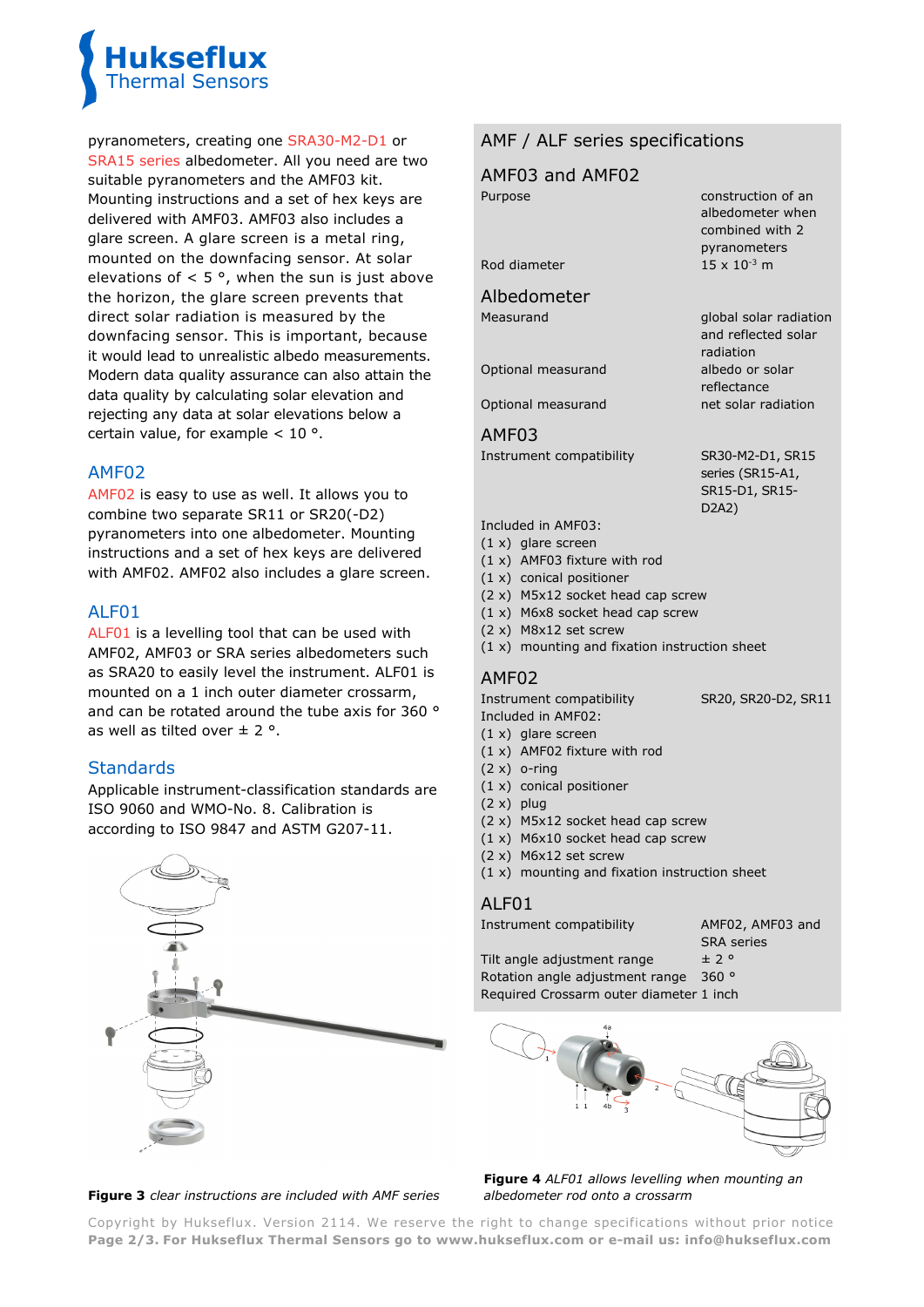pyranometers, creating one SRA30-M2-D1 or SRA15 series albedometer. All you need are two suitable pyranometers and the AMF03 kit. Mounting instructions and a set of hex keys are delivered with AMF03. AMF03 also includes a glare screen. A glare screen is a metal ring, mounted on the downfacing sensor. At solar elevations of < 5 °, when the sun is just above the horizon, the glare screen prevents that direct solar radiation is measured by the downfacing sensor. This is important, because it would lead to unrealistic albedo measurements. Modern data quality assurance can also attain the data quality by calculating solar elevation and rejecting any data at solar elevations below a certain value, for example < 10 °.

## AMF02

AMF02 is easy to use as well. It allows you to combine two separate SR11 or SR20(-D2) pyranometers into one albedometer. Mounting instructions and a set of hex keys are delivered with AMF02. AMF02 also includes a glare screen.

## ALF01

ALF01 is a levelling tool that can be used with AMF02, AMF03 or SRA series albedometers such as SRA20 to easily level the instrument. ALF01 is mounted on a 1 inch outer diameter crossarm, and can be rotated around the tube axis for 360 ° as well as tilted over ± 2 °.

## Standards

Applicable instrument-classification standards are ISO 9060 and WMO-No. 8. Calibration is according to ISO 9847 and ASTM G207-11.

**Figure 3** *clear instructions are included with AMF series*

## AMF / ALF series specifications

### AMF03 and AMF02

| | |
|---|---|
| Purpose | construction of an albedometer when combined with 2 pyranometers |
| Rod diameter | $15 \times 10^{-3}$ m |

### Albedometer

| | |
|---|---|
| Measurand | global solar radiation and reflected solar radiation |
| Optional measurand | albedo or solar reflectance |
| Optional measurand | net solar radiation |

### AMF03

| | |
|---|---|
| Instrument compatibility | SR30-M2-D1, SR15 series (SR15-A1, SR15-D1, SR15-D2A2) |

Included in AMF03:

(1 x) glare screen
(1 x) AMF03 fixture with rod
(1 x) conical positioner
(2 x) M5x12 socket head cap screw
(1 x) M6x8 socket head cap screw
(2 x) M8x12 set screw
(1 x) mounting and fixation instruction sheet

### AMF02

| | |
|---|---|
| Instrument compatibility | SR20, SR20-D2, SR11 |

Included in AMF02:

(1 x) glare screen
(1 x) AMF02 fixture with rod
(2 x) o-ring
(1 x) conical positioner
(2 x) plug
(2 x) M5x12 socket head cap screw
(1 x) M6x10 socket head cap screw
(2 x) M6x12 set screw
(1 x) mounting and fixation instruction sheet

### ALF01

| | |
|---|---|
| Instrument compatibility | AMF02, AMF03 and SRA series |
| Tilt angle adjustment range | ± 2 ° |
| Rotation angle adjustment range | 360 ° |
| Required Crossarm outer diameter | 1 inch |

**Figure 4** *ALF01 allows levelling when mounting an albedometer rod onto a crossarm*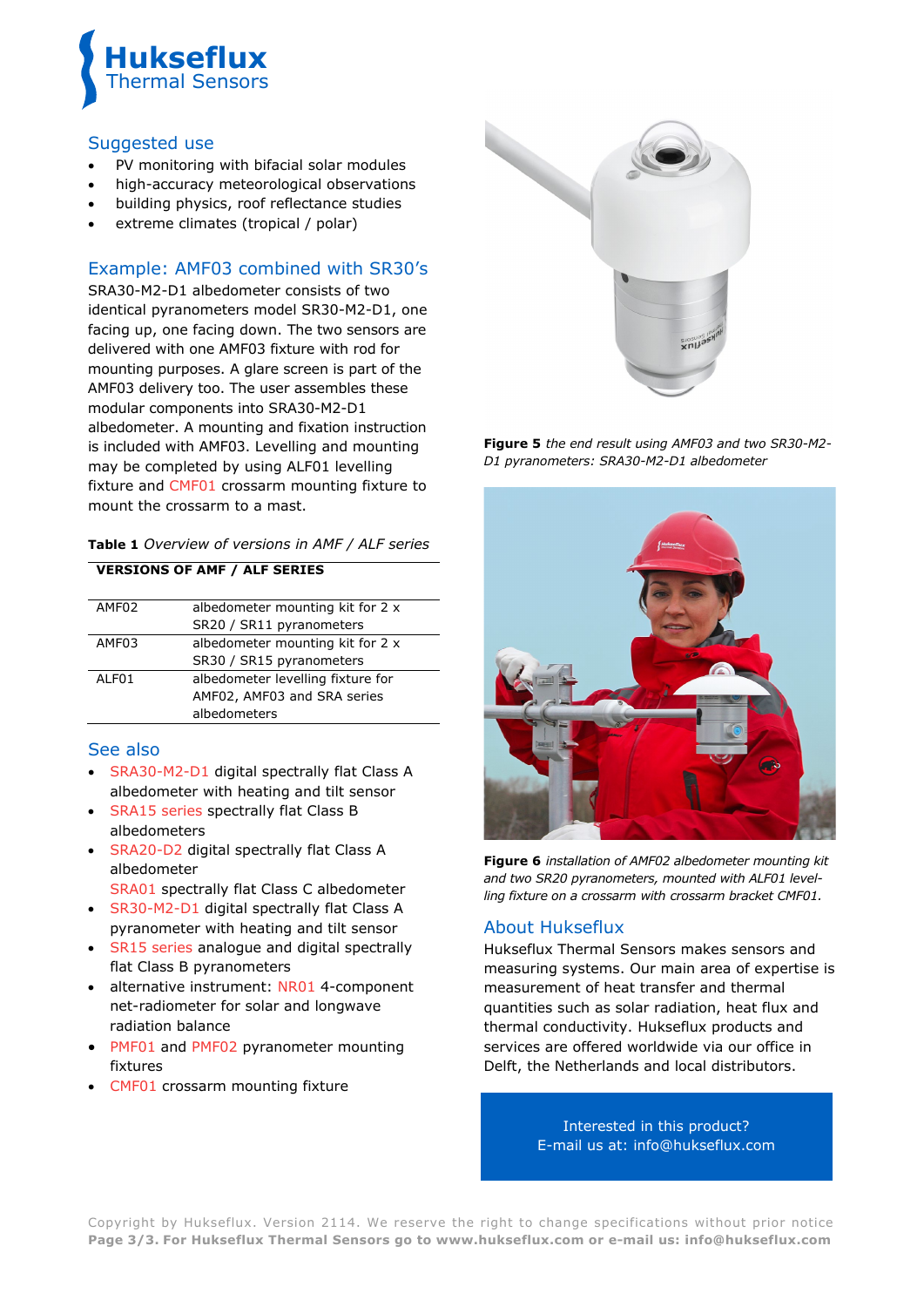## Suggested use

- PV monitoring with bifacial solar modules
- high-accuracy meteorological observations
- building physics, roof reflectance studies
- extreme climates (tropical / polar)

## Example: AMF03 combined with SR30's

SRA30-M2-D1 albedometer consists of two identical pyranometers model SR30-M2-D1, one facing up, one facing down. The two sensors are delivered with one AMF03 fixture with rod for mounting purposes. A glare screen is part of the AMF03 delivery too. The user assembles these modular components into SRA30-M2-D1 albedometer. A mounting and fixation instruction is included with AMF03. Levelling and mounting may be completed by using ALF01 levelling fixture and CMF01 crossarm mounting fixture to mount the crossarm to a mast.

**Table 1** *Overview of versions in AMF / ALF series*

| **VERSIONS OF AMF / ALF SERIES** | |
|---|---|
| AMF02 | albedometer mounting kit for 2 x SR20 / SR11 pyranometers |
| AMF03 | albedometer mounting kit for 2 x SR30 / SR15 pyranometers |
| ALF01 | albedometer levelling fixture for AMF02, AMF03 and SRA series albedometers |

## See also

- SRA30-M2-D1 digital spectrally flat Class A albedometer with heating and tilt sensor
- SRA15 series spectrally flat Class B albedometers
- SRA20-D2 digital spectrally flat Class A albedometer
  SRA01 spectrally flat Class C albedometer
- SR30-M2-D1 digital spectrally flat Class A pyranometer with heating and tilt sensor
- SR15 series analogue and digital spectrally flat Class B pyranometers
- alternative instrument: NR01 4-component net-radiometer for solar and longwave radiation balance
- PMF01 and PMF02 pyranometer mounting fixtures
- CMF01 crossarm mounting fixture

**Figure 5** *the end result using AMF03 and two SR30-M2-D1 pyranometers: SRA30-M2-D1 albedometer*

**Figure 6** *installation of AMF02 albedometer mounting kit and two SR20 pyranometers, mounted with ALF01 levelling fixture on a crossarm with crossarm bracket CMF01.*

## About Hukseflux

Hukseflux Thermal Sensors makes sensors and measuring systems. Our main area of expertise is measurement of heat transfer and thermal quantities such as solar radiation, heat flux and thermal conductivity. Hukseflux products and services are offered worldwide via our office in Delft, the Netherlands and local distributors.

Interested in this product?
E-mail us at: info@hukseflux.com

Copyright by Hukseflux. Version 2114. We reserve the right to change specifications without prior notice